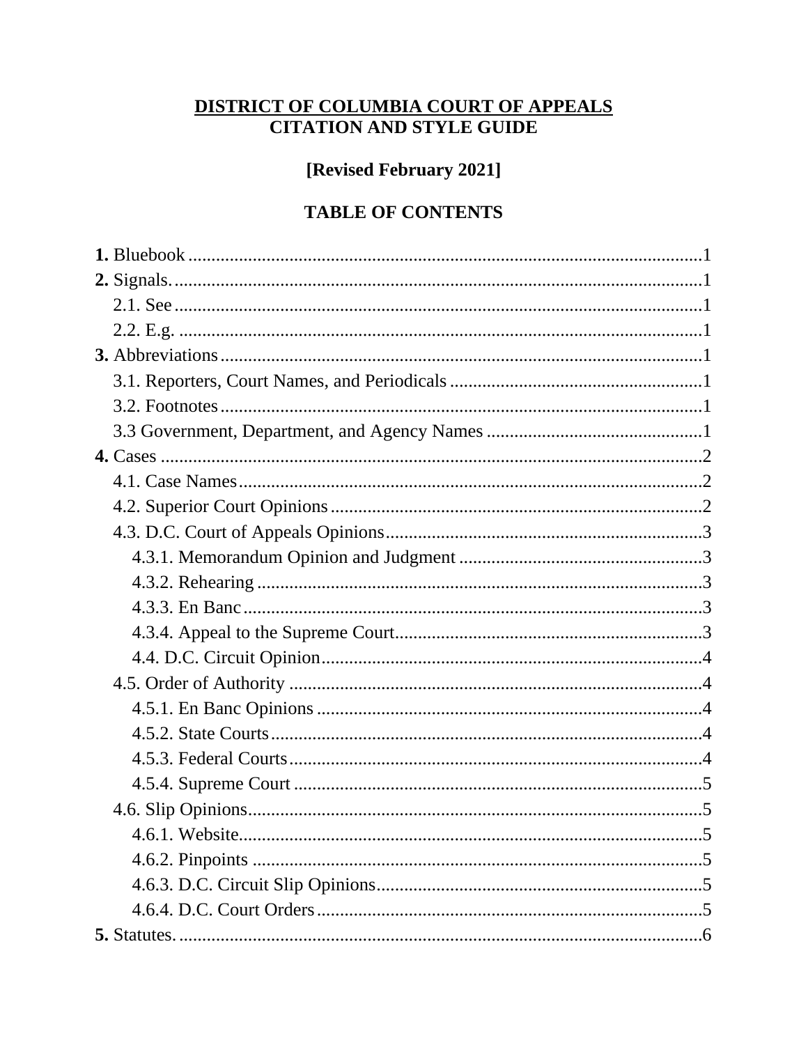# DISTRICT OF COLUMBIA COURT OF APPEALS
# CITATION AND STYLE GUIDE

**[Revised February 2021]**

## TABLE OF CONTENTS

**1.** Bluebook ........ 1
**2.** Signals. ........ 1
- 2.1. See ........ 1
- 2.2. E.g. ........ 1

**3.** Abbreviations ........ 1
- 3.1. Reporters, Court Names, and Periodicals ........ 1
- 3.2. Footnotes ........ 1
- 3.3 Government, Department, and Agency Names ........ 1

**4.** Cases ........ 2
- 4.1. Case Names ........ 2
- 4.2. Superior Court Opinions ........ 2
- 4.3. D.C. Court of Appeals Opinions ........ 3
  - 4.3.1. Memorandum Opinion and Judgment ........ 3
  - 4.3.2. Rehearing ........ 3
  - 4.3.3. En Banc ........ 3
  - 4.3.4. Appeal to the Supreme Court ........ 3
  - 4.4. D.C. Circuit Opinion ........ 4
- 4.5. Order of Authority ........ 4
  - 4.5.1. En Banc Opinions ........ 4
  - 4.5.2. State Courts ........ 4
  - 4.5.3. Federal Courts ........ 4
  - 4.5.4. Supreme Court ........ 5
- 4.6. Slip Opinions ........ 5
  - 4.6.1. Website ........ 5
  - 4.6.2. Pinpoints ........ 5
  - 4.6.3. D.C. Circuit Slip Opinions ........ 5
  - 4.6.4. D.C. Court Orders ........ 5

**5.** Statutes. ........ 6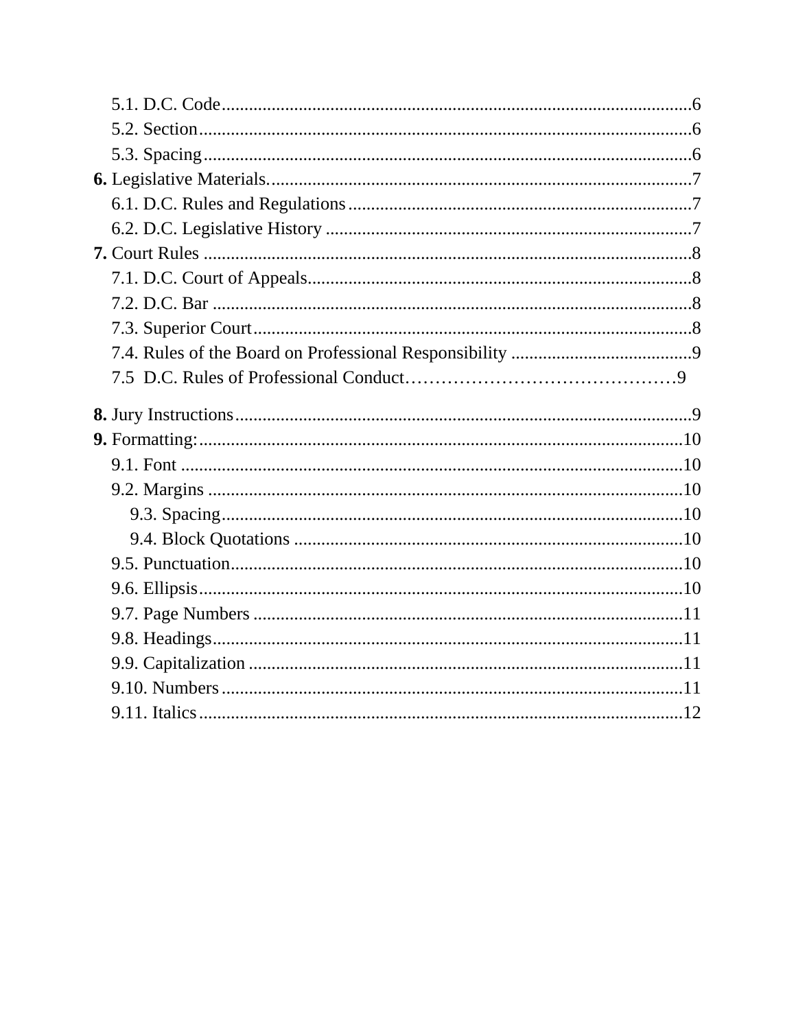5.1. D.C. Code......................................................................................................6
5.2. Section............................................................................................................6
5.3. Spacing...........................................................................................................6

**6.** Legislative Materials.............................................................................................7

6.1. D.C. Rules and Regulations...........................................................................7
6.2. D.C. Legislative History ................................................................................7

**7.** Court Rules ...........................................................................................................8

7.1. D.C. Court of Appeals....................................................................................8
7.2. D.C. Bar .........................................................................................................8
7.3. Superior Court................................................................................................8
7.4. Rules of the Board on Professional Responsibility ........................................9
7.5 D.C. Rules of Professional Conduct……………………………………9

**8.** Jury Instructions....................................................................................................9

**9.** Formatting:...........................................................................................................10

9.1. Font ...............................................................................................................10
9.2. Margins .........................................................................................................10
9.3. Spacing.....................................................................................................10
9.4. Block Quotations .....................................................................................10
9.5. Punctuation....................................................................................................10
9.6. Ellipsis...........................................................................................................10
9.7. Page Numbers ...............................................................................................11
9.8. Headings........................................................................................................11
9.9. Capitalization ................................................................................................11
9.10. Numbers......................................................................................................11
9.11. Italics...........................................................................................................12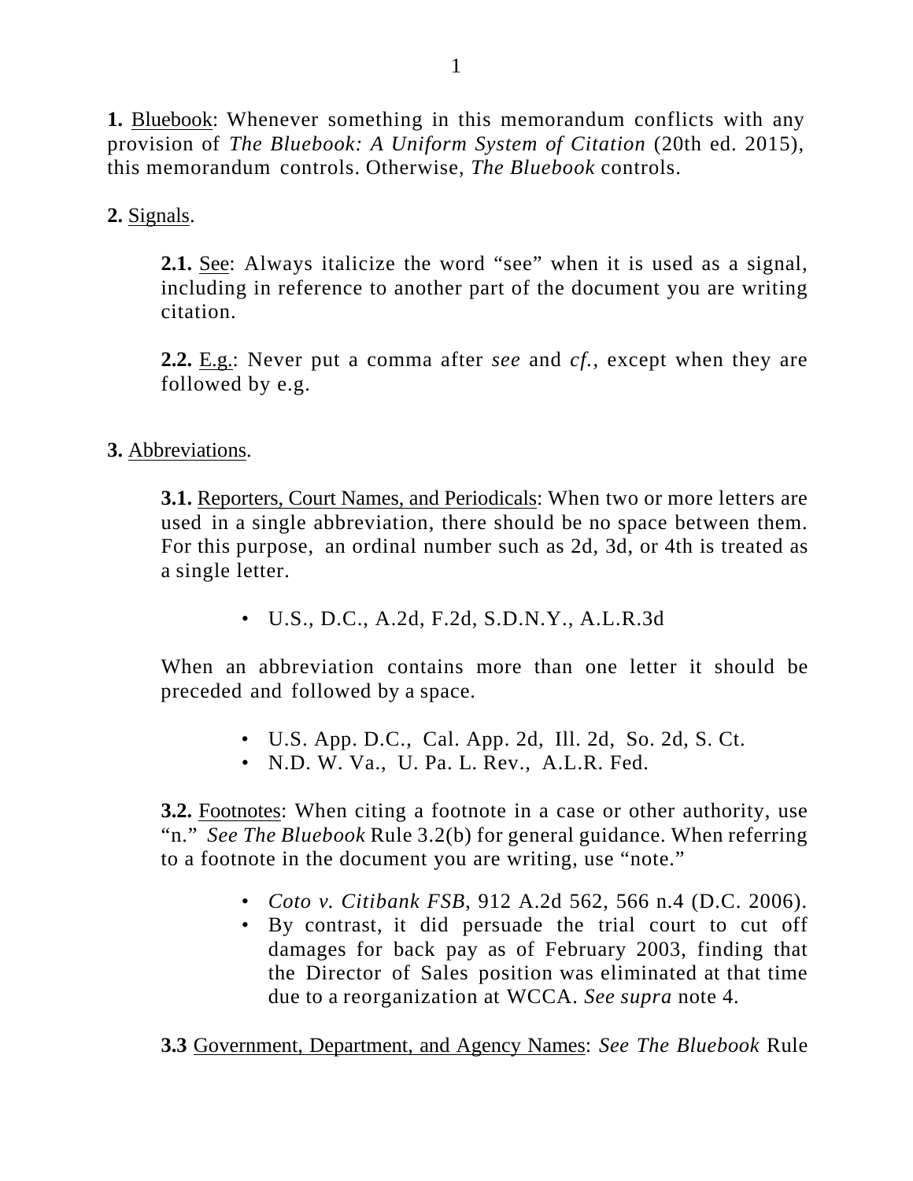**1.** Bluebook: Whenever something in this memorandum conflicts with any provision of *The Bluebook: A Uniform System of Citation* (20th ed. 2015), this memorandum controls. Otherwise, *The Bluebook* controls.

**2.** Signals.

> **2.1.** See: Always italicize the word "see" when it is used as a signal, including in reference to another part of the document you are writing citation.
>
> **2.2.** E.g.: Never put a comma after *see* and *cf.*, except when they are followed by e.g.

**3.** Abbreviations.

> **3.1.** Reporters, Court Names, and Periodicals: When two or more letters are used in a single abbreviation, there should be no space between them. For this purpose, an ordinal number such as 2d, 3d, or 4th is treated as a single letter.
>
> - U.S., D.C., A.2d, F.2d, S.D.N.Y., A.L.R.3d
>
> When an abbreviation contains more than one letter it should be preceded and followed by a space.
>
> - U.S. App. D.C., Cal. App. 2d, Ill. 2d, So. 2d, S. Ct.
> - N.D. W. Va., U. Pa. L. Rev., A.L.R. Fed.
>
> **3.2.** Footnotes: When citing a footnote in a case or other authority, use "n." *See The Bluebook* Rule 3.2(b) for general guidance. When referring to a footnote in the document you are writing, use "note."
>
> - *Coto v. Citibank FSB,* 912 A.2d 562, 566 n.4 (D.C. 2006).
> - By contrast, it did persuade the trial court to cut off damages for back pay as of February 2003, finding that the Director of Sales position was eliminated at that time due to a reorganization at WCCA. *See supra* note 4.
>
> **3.3** Government, Department, and Agency Names: *See The Bluebook* Rule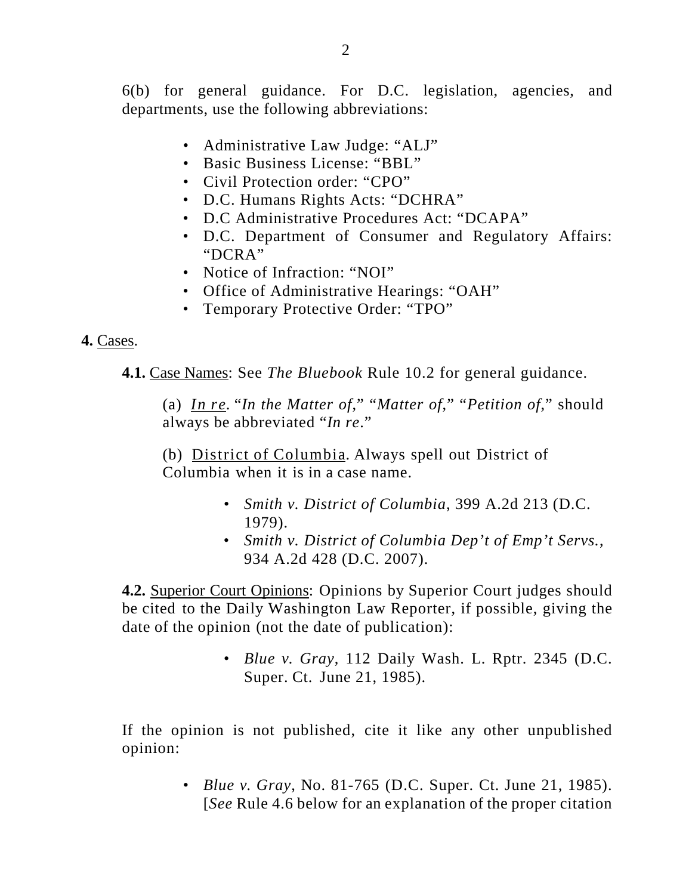6(b) for general guidance. For D.C. legislation, agencies, and departments, use the following abbreviations:

- Administrative Law Judge: "ALJ"
- Basic Business License: "BBL"
- Civil Protection order: "CPO"
- D.C. Humans Rights Acts: "DCHRA"
- D.C Administrative Procedures Act: "DCAPA"
- D.C. Department of Consumer and Regulatory Affairs: "DCRA"
- Notice of Infraction: "NOI"
- Office of Administrative Hearings: "OAH"
- Temporary Protective Order: "TPO"

**4.** Cases.

**4.1.** Case Names: See *The Bluebook* Rule 10.2 for general guidance.

(a) *In re*. "*In the Matter of*," "*Matter of*," "*Petition of*," should always be abbreviated "*In re*."

(b) District of Columbia. Always spell out District of Columbia when it is in a case name.

- *Smith v. District of Columbia*, 399 A.2d 213 (D.C. 1979).
- *Smith v. District of Columbia Dep't of Emp't Servs.*, 934 A.2d 428 (D.C. 2007).

**4.2.** Superior Court Opinions: Opinions by Superior Court judges should be cited to the Daily Washington Law Reporter, if possible, giving the date of the opinion (not the date of publication):

- *Blue v. Gray*, 112 Daily Wash. L. Rptr. 2345 (D.C. Super. Ct. June 21, 1985).

If the opinion is not published, cite it like any other unpublished opinion:

- *Blue v. Gray*, No. 81-765 (D.C. Super. Ct. June 21, 1985). [*See* Rule 4.6 below for an explanation of the proper citation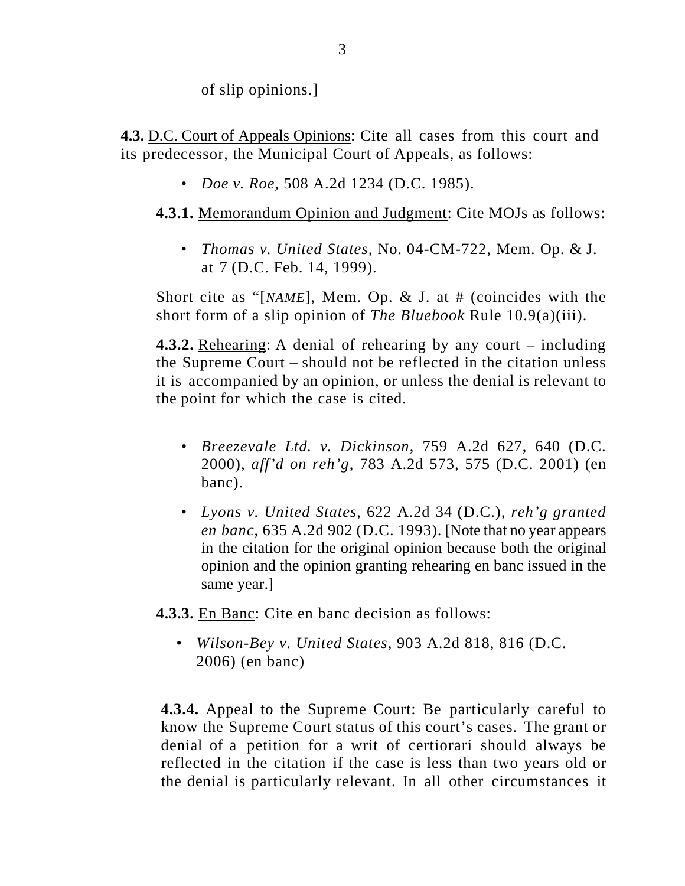of slip opinions.]

**4.3.** D.C. Court of Appeals Opinions: Cite all cases from this court and its predecessor, the Municipal Court of Appeals, as follows:

- *Doe v. Roe*, 508 A.2d 1234 (D.C. 1985).

**4.3.1.** Memorandum Opinion and Judgment: Cite MOJs as follows:

- *Thomas v. United States*, No. 04-CM-722, Mem. Op. & J. at 7 (D.C. Feb. 14, 1999).

Short cite as "[*NAME*], Mem. Op. & J. at # (coincides with the short form of a slip opinion of *The Bluebook* Rule 10.9(a)(iii).

**4.3.2.** Rehearing: A denial of rehearing by any court – including the Supreme Court – should not be reflected in the citation unless it is accompanied by an opinion, or unless the denial is relevant to the point for which the case is cited.

- *Breezevale Ltd. v. Dickinson*, 759 A.2d 627, 640 (D.C. 2000), *aff'd on reh'g*, 783 A.2d 573, 575 (D.C. 2001) (en banc).
- *Lyons v. United States*, 622 A.2d 34 (D.C.), *reh'g granted en banc*, 635 A.2d 902 (D.C. 1993). [Note that no year appears in the citation for the original opinion because both the original opinion and the opinion granting rehearing en banc issued in the same year.]

**4.3.3.** En Banc: Cite en banc decision as follows:

- *Wilson-Bey v. United States*, 903 A.2d 818, 816 (D.C. 2006) (en banc)

**4.3.4.** Appeal to the Supreme Court: Be particularly careful to know the Supreme Court status of this court's cases. The grant or denial of a petition for a writ of certiorari should always be reflected in the citation if the case is less than two years old or the denial is particularly relevant. In all other circumstances it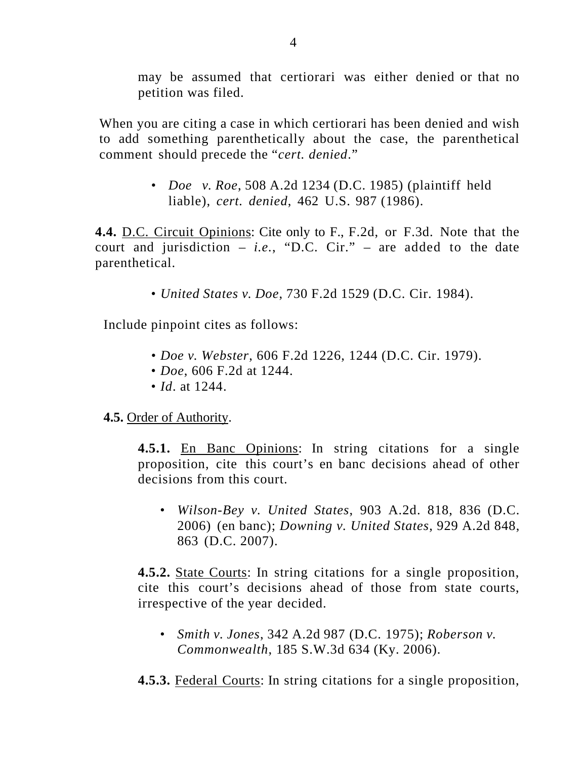may be assumed that certiorari was either denied or that no petition was filed.

When you are citing a case in which certiorari has been denied and wish to add something parenthetically about the case, the parenthetical comment should precede the "*cert. denied*."

- *Doe v. Roe*, 508 A.2d 1234 (D.C. 1985) (plaintiff held liable), *cert. denied*, 462 U.S. 987 (1986).

**4.4.** D.C. Circuit Opinions: Cite only to F., F.2d, or F.3d. Note that the court and jurisdiction – *i.e.*, "D.C. Cir." – are added to the date parenthetical.

- *United States v. Doe*, 730 F.2d 1529 (D.C. Cir. 1984).

Include pinpoint cites as follows:

- *Doe v. Webster*, 606 F.2d 1226, 1244 (D.C. Cir. 1979).
- *Doe*, 606 F.2d at 1244.
- *Id*. at 1244.

**4.5.** Order of Authority.

**4.5.1.** En Banc Opinions: In string citations for a single proposition, cite this court's en banc decisions ahead of other decisions from this court.

- *Wilson-Bey v. United States*, 903 A.2d. 818, 836 (D.C. 2006) (en banc); *Downing v. United States*, 929 A.2d 848, 863 (D.C. 2007).

**4.5.2.** State Courts: In string citations for a single proposition, cite this court's decisions ahead of those from state courts, irrespective of the year decided.

- *Smith v. Jones*, 342 A.2d 987 (D.C. 1975); *Roberson v. Commonwealth*, 185 S.W.3d 634 (Ky. 2006).

**4.5.3.** Federal Courts: In string citations for a single proposition,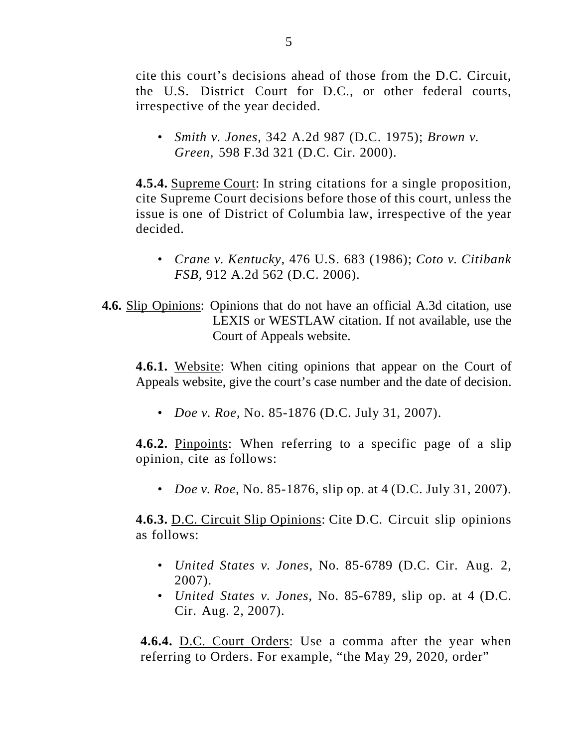cite this court's decisions ahead of those from the D.C. Circuit, the U.S. District Court for D.C., or other federal courts, irrespective of the year decided.

- *Smith v. Jones*, 342 A.2d 987 (D.C. 1975); *Brown v. Green*, 598 F.3d 321 (D.C. Cir. 2000).

**4.5.4.** Supreme Court: In string citations for a single proposition, cite Supreme Court decisions before those of this court, unless the issue is one of District of Columbia law, irrespective of the year decided.

- *Crane v. Kentucky*, 476 U.S. 683 (1986); *Coto v. Citibank FSB*, 912 A.2d 562 (D.C. 2006).

**4.6.** Slip Opinions: Opinions that do not have an official A.3d citation, use LEXIS or WESTLAW citation. If not available, use the Court of Appeals website.

**4.6.1.** Website: When citing opinions that appear on the Court of Appeals website, give the court's case number and the date of decision.

- *Doe v. Roe*, No. 85-1876 (D.C. July 31, 2007).

**4.6.2.** Pinpoints: When referring to a specific page of a slip opinion, cite as follows:

- *Doe v. Roe*, No. 85-1876, slip op. at 4 (D.C. July 31, 2007).

**4.6.3.** D.C. Circuit Slip Opinions: Cite D.C. Circuit slip opinions as follows:

- *United States v. Jones*, No. 85-6789 (D.C. Cir. Aug. 2, 2007).
- *United States v. Jones*, No. 85-6789, slip op. at 4 (D.C. Cir. Aug. 2, 2007).

**4.6.4.** D.C. Court Orders: Use a comma after the year when referring to Orders. For example, "the May 29, 2020, order"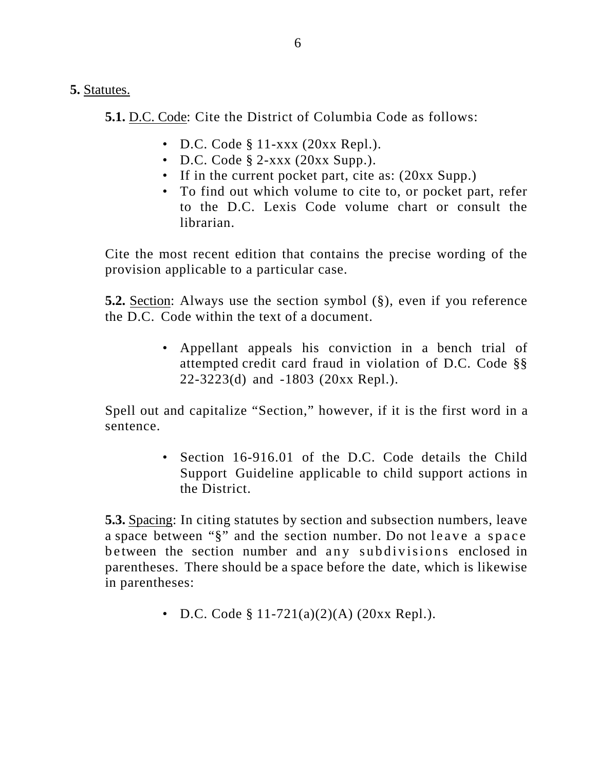**5.** Statutes.

**5.1.** D.C. Code: Cite the District of Columbia Code as follows:

- D.C. Code § 11-xxx (20xx Repl.).
- D.C. Code § 2-xxx (20xx Supp.).
- If in the current pocket part, cite as: (20xx Supp.)
- To find out which volume to cite to, or pocket part, refer to the D.C. Lexis Code volume chart or consult the librarian.

Cite the most recent edition that contains the precise wording of the provision applicable to a particular case.

**5.2.** Section: Always use the section symbol (§), even if you reference the D.C. Code within the text of a document.

- Appellant appeals his conviction in a bench trial of attempted credit card fraud in violation of D.C. Code §§ 22-3223(d) and -1803 (20xx Repl.).

Spell out and capitalize "Section," however, if it is the first word in a sentence.

- Section 16-916.01 of the D.C. Code details the Child Support Guideline applicable to child support actions in the District.

**5.3.** Spacing: In citing statutes by section and subsection numbers, leave a space between "§" and the section number. Do not leave a space between the section number and any subdivisions enclosed in parentheses. There should be a space before the date, which is likewise in parentheses:

- D.C. Code § 11-721(a)(2)(A) (20xx Repl.).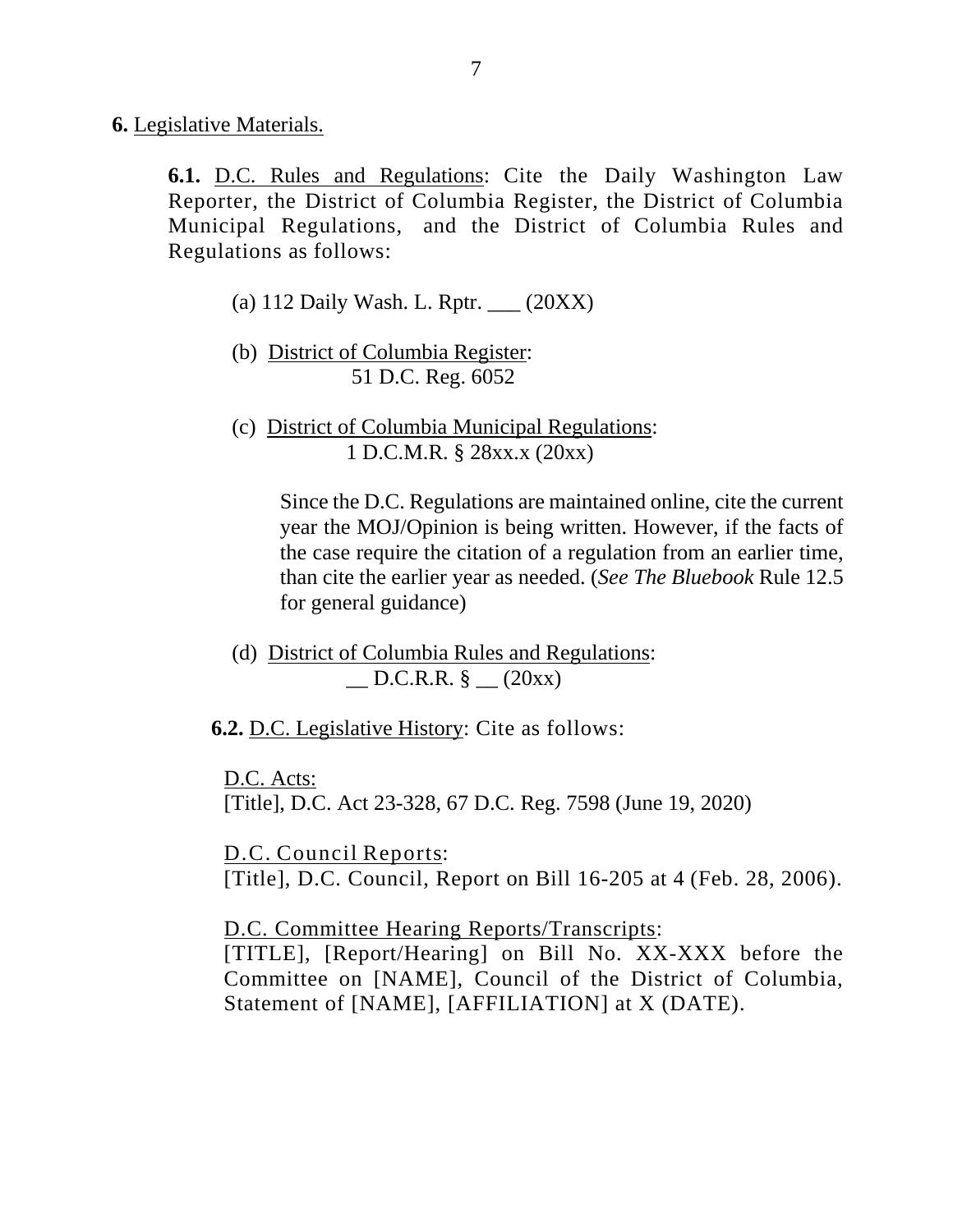**6.** Legislative Materials.

**6.1.** D.C. Rules and Regulations: Cite the Daily Washington Law Reporter, the District of Columbia Register, the District of Columbia Municipal Regulations, and the District of Columbia Rules and Regulations as follows:

(a) 112 Daily Wash. L. Rptr. ___ (20XX)

(b) District of Columbia Register:
51 D.C. Reg. 6052

(c) District of Columbia Municipal Regulations:
1 D.C.M.R. § 28xx.x (20xx)

Since the D.C. Regulations are maintained online, cite the current year the MOJ/Opinion is being written. However, if the facts of the case require the citation of a regulation from an earlier time, than cite the earlier year as needed. (*See The Bluebook* Rule 12.5 for general guidance)

(d) District of Columbia Rules and Regulations:
__ D.C.R.R. § __ (20xx)

**6.2.** D.C. Legislative History: Cite as follows:

D.C. Acts:
[Title], D.C. Act 23-328, 67 D.C. Reg. 7598 (June 19, 2020)

D.C. Council Reports:
[Title], D.C. Council, Report on Bill 16-205 at 4 (Feb. 28, 2006).

D.C. Committee Hearing Reports/Transcripts:
[TITLE], [Report/Hearing] on Bill No. XX-XXX before the Committee on [NAME], Council of the District of Columbia, Statement of [NAME], [AFFILIATION] at X (DATE).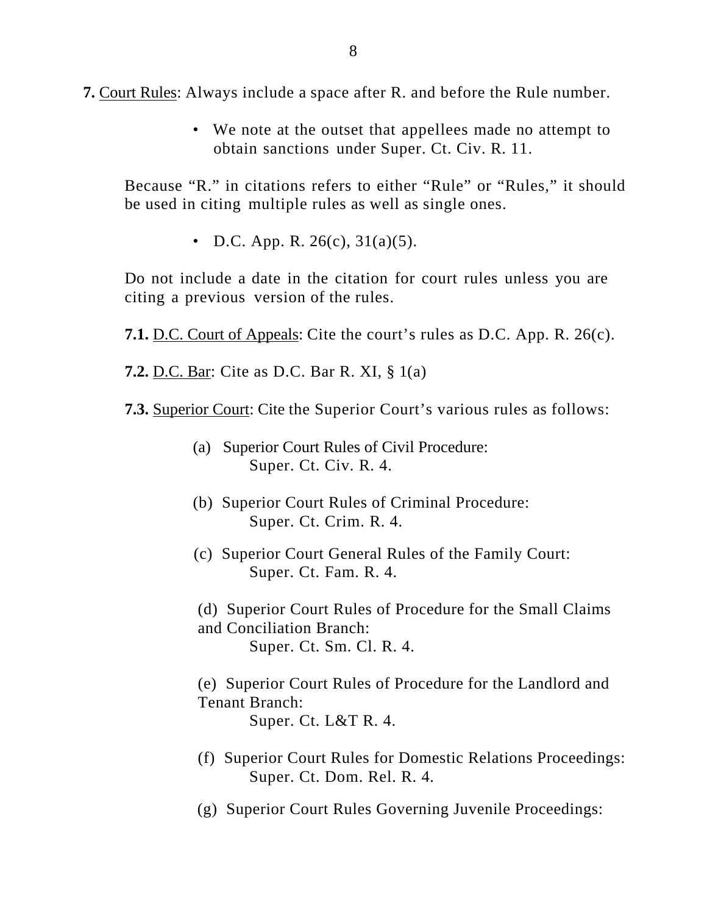**7.** <u>Court Rules</u>: Always include a space after R. and before the Rule number.

- We note at the outset that appellees made no attempt to obtain sanctions under Super. Ct. Civ. R. 11.

Because "R." in citations refers to either "Rule" or "Rules," it should be used in citing multiple rules as well as single ones.

- D.C. App. R. 26(c), 31(a)(5).

Do not include a date in the citation for court rules unless you are citing a previous version of the rules.

**7.1.** <u>D.C. Court of Appeals</u>: Cite the court's rules as D.C. App. R. 26(c).

**7.2.** <u>D.C. Bar</u>: Cite as D.C. Bar R. XI, § 1(a)

**7.3.** <u>Superior Court</u>: Cite the Superior Court's various rules as follows:

(a) Superior Court Rules of Civil Procedure:
Super. Ct. Civ. R. 4.

(b) Superior Court Rules of Criminal Procedure:
Super. Ct. Crim. R. 4.

(c) Superior Court General Rules of the Family Court:
Super. Ct. Fam. R. 4.

(d) Superior Court Rules of Procedure for the Small Claims and Conciliation Branch:
Super. Ct. Sm. Cl. R. 4.

(e) Superior Court Rules of Procedure for the Landlord and Tenant Branch:
Super. Ct. L&T R. 4.

(f) Superior Court Rules for Domestic Relations Proceedings:
Super. Ct. Dom. Rel. R. 4.

(g) Superior Court Rules Governing Juvenile Proceedings: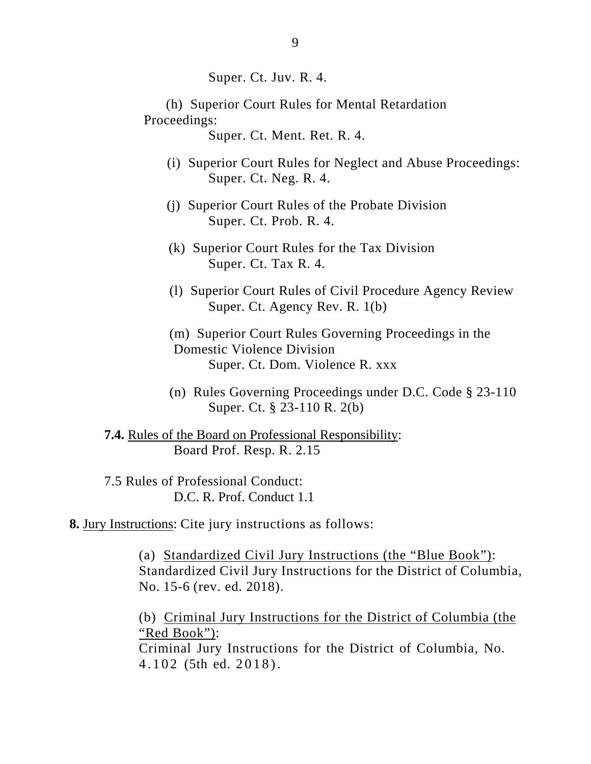Super. Ct. Juv. R. 4.

(h) Superior Court Rules for Mental Retardation Proceedings:
Super. Ct. Ment. Ret. R. 4.

(i) Superior Court Rules for Neglect and Abuse Proceedings:
Super. Ct. Neg. R. 4.

(j) Superior Court Rules of the Probate Division
Super. Ct. Prob. R. 4.

(k) Superior Court Rules for the Tax Division
Super. Ct. Tax R. 4.

(l) Superior Court Rules of Civil Procedure Agency Review
Super. Ct. Agency Rev. R. 1(b)

(m) Superior Court Rules Governing Proceedings in the Domestic Violence Division
Super. Ct. Dom. Violence R. xxx

(n) Rules Governing Proceedings under D.C. Code § 23-110
Super. Ct. § 23-110 R. 2(b)

**7.4.** <u>Rules of the Board on Professional Responsibility</u>:
Board Prof. Resp. R. 2.15

7.5 Rules of Professional Conduct:
D.C. R. Prof. Conduct 1.1

**8.** <u>Jury Instructions</u>: Cite jury instructions as follows:

(a) <u>Standardized Civil Jury Instructions (the "Blue Book")</u>:
Standardized Civil Jury Instructions for the District of Columbia, No. 15-6 (rev. ed. 2018).

(b) <u>Criminal Jury Instructions for the District of Columbia (the "Red Book")</u>:
Criminal Jury Instructions for the District of Columbia, No. 4.102 (5th ed. 2018).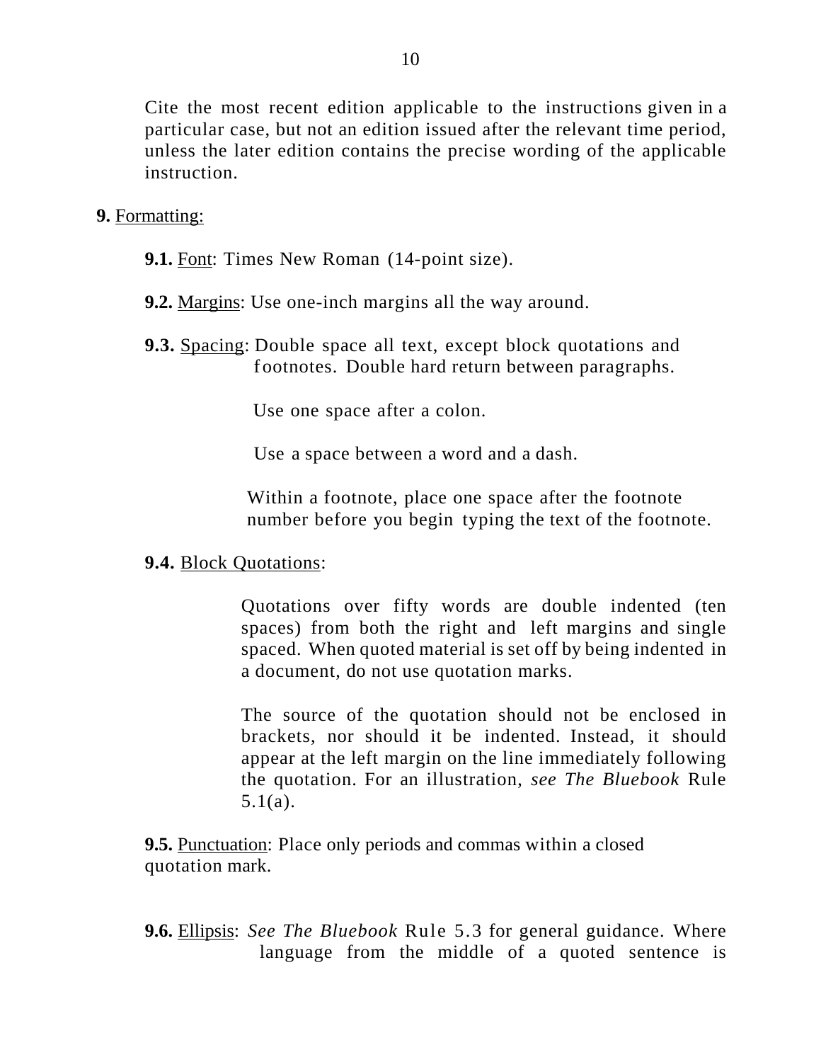Cite the most recent edition applicable to the instructions given in a particular case, but not an edition issued after the relevant time period, unless the later edition contains the precise wording of the applicable instruction.

**9.** Formatting:

**9.1.** Font: Times New Roman (14-point size).

**9.2.** Margins: Use one-inch margins all the way around.

**9.3.** Spacing: Double space all text, except block quotations and footnotes. Double hard return between paragraphs.

Use one space after a colon.

Use a space between a word and a dash.

Within a footnote, place one space after the footnote number before you begin typing the text of the footnote.

**9.4.** Block Quotations:

Quotations over fifty words are double indented (ten spaces) from both the right and left margins and single spaced. When quoted material is set off by being indented in a document, do not use quotation marks.

The source of the quotation should not be enclosed in brackets, nor should it be indented. Instead, it should appear at the left margin on the line immediately following the quotation. For an illustration, *see The Bluebook* Rule 5.1(a).

**9.5.** Punctuation: Place only periods and commas within a closed quotation mark.

**9.6.** Ellipsis: *See The Bluebook* Rule 5.3 for general guidance. Where language from the middle of a quoted sentence is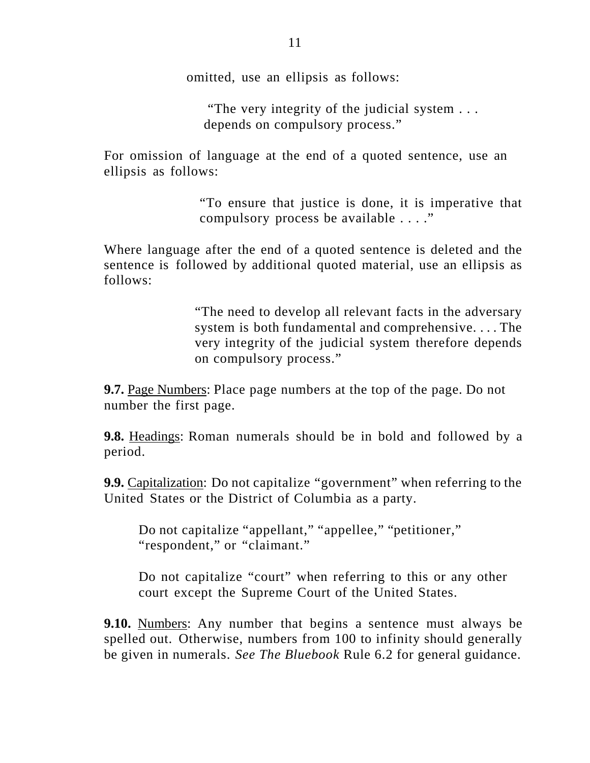omitted, use an ellipsis as follows:

> "The very integrity of the judicial system . . . depends on compulsory process."

For omission of language at the end of a quoted sentence, use an ellipsis as follows:

> "To ensure that justice is done, it is imperative that compulsory process be available . . . ."

Where language after the end of a quoted sentence is deleted and the sentence is followed by additional quoted material, use an ellipsis as follows:

> "The need to develop all relevant facts in the adversary system is both fundamental and comprehensive. . . . The very integrity of the judicial system therefore depends on compulsory process."

**9.7.** Page Numbers: Place page numbers at the top of the page. Do not number the first page.

**9.8.** Headings: Roman numerals should be in bold and followed by a period.

**9.9.** Capitalization: Do not capitalize "government" when referring to the United States or the District of Columbia as a party.

Do not capitalize "appellant," "appellee," "petitioner," "respondent," or "claimant."

Do not capitalize "court" when referring to this or any other court except the Supreme Court of the United States.

**9.10.** Numbers: Any number that begins a sentence must always be spelled out. Otherwise, numbers from 100 to infinity should generally be given in numerals. *See The Bluebook* Rule 6.2 for general guidance.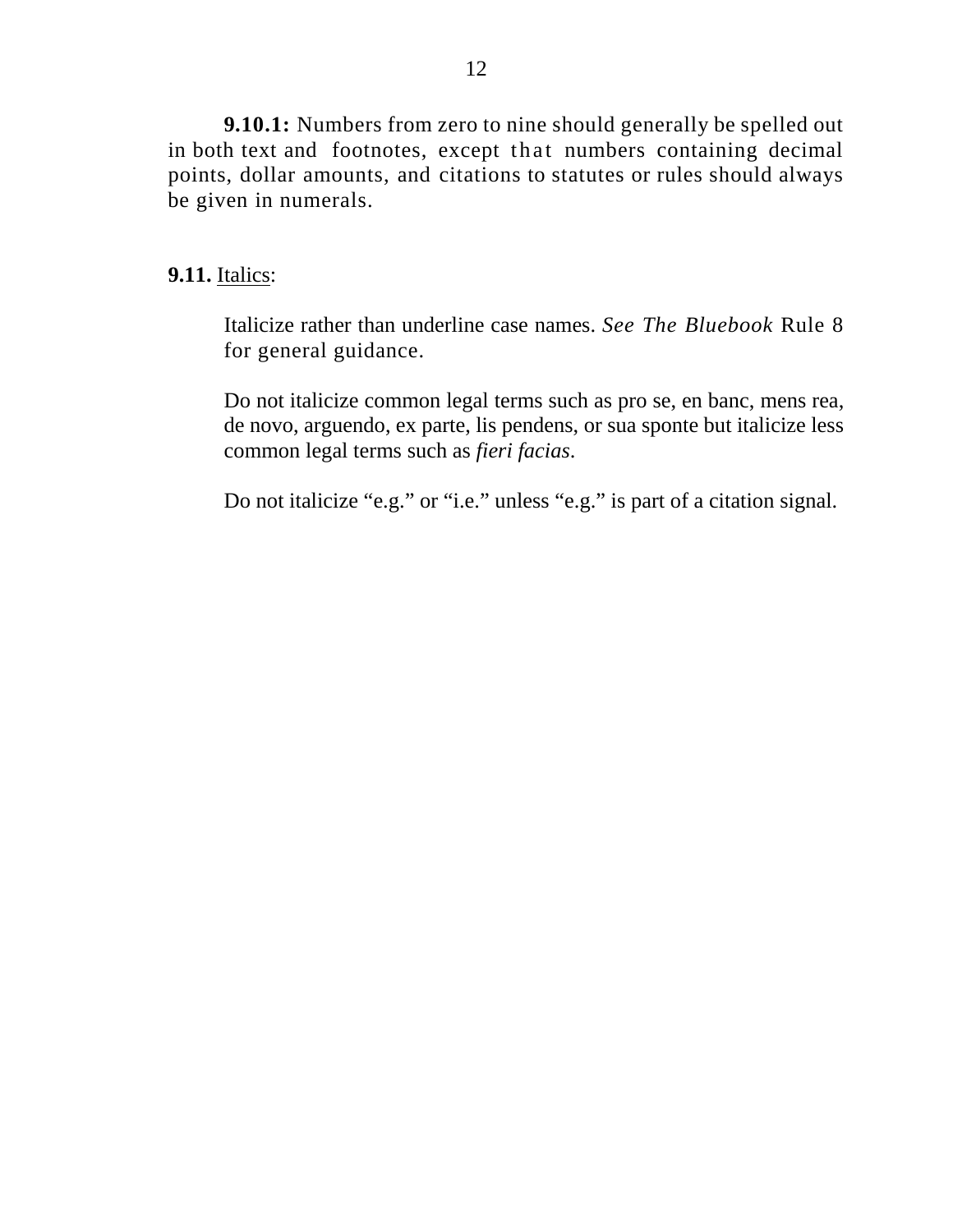**9.10.1:** Numbers from zero to nine should generally be spelled out in both text and footnotes, except that numbers containing decimal points, dollar amounts, and citations to statutes or rules should always be given in numerals.

**9.11.** Italics:

Italicize rather than underline case names. *See The Bluebook* Rule 8 for general guidance.

Do not italicize common legal terms such as pro se, en banc, mens rea, de novo, arguendo, ex parte, lis pendens, or sua sponte but italicize less common legal terms such as *fieri facias*.

Do not italicize "e.g." or "i.e." unless "e.g." is part of a citation signal.